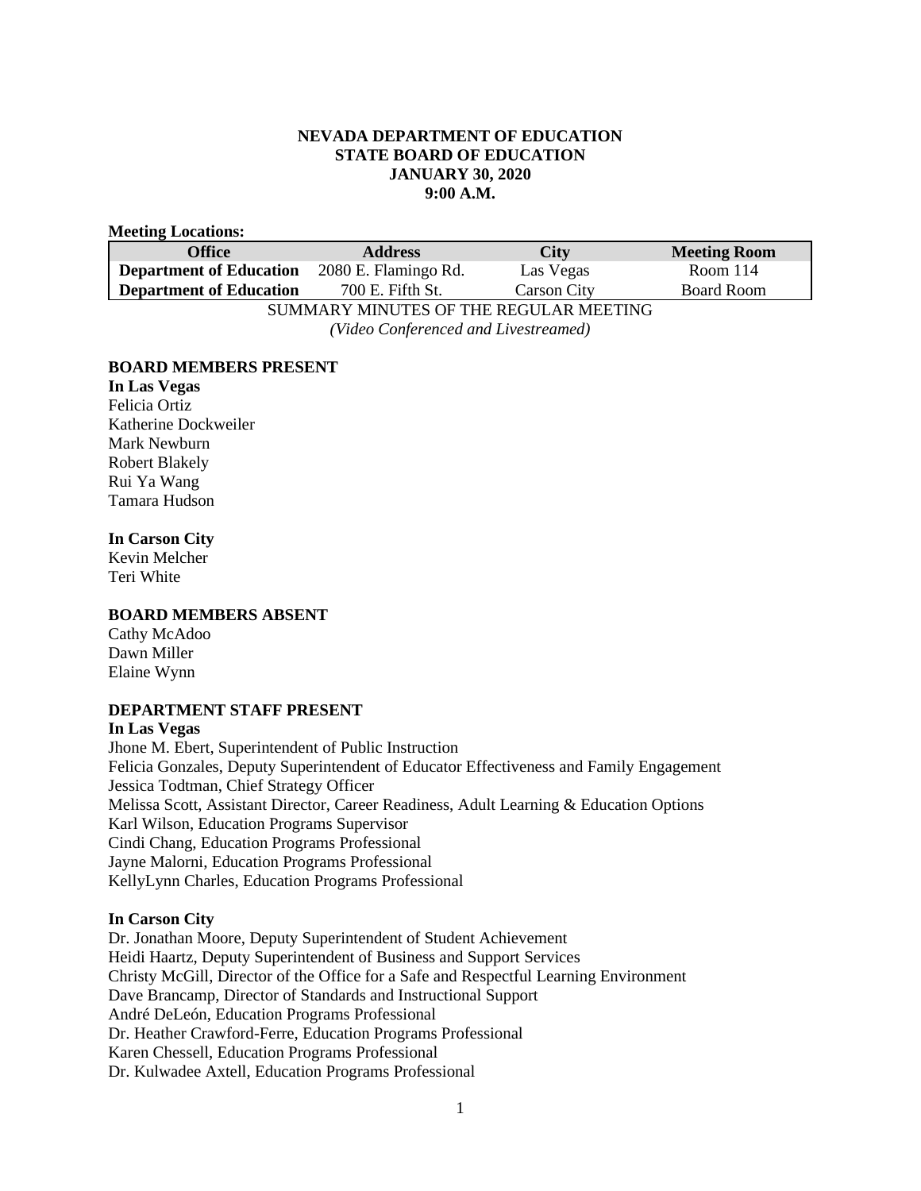**NEVADA DEPARTMENT OF EDUCATION**
**STATE BOARD OF EDUCATION**
**JANUARY 30, 2020**
**9:00 A.M.**

**Meeting Locations:**

| Office | Address | City | Meeting Room |
|---|---|---|---|
| **Department of Education** | 2080 E. Flamingo Rd. | Las Vegas | Room 114 |
| **Department of Education** | 700 E. Fifth St. | Carson City | Board Room |

SUMMARY MINUTES OF THE REGULAR MEETING
*(Video Conferenced and Livestreamed)*

**BOARD MEMBERS PRESENT**

**In Las Vegas**
Felicia Ortiz
Katherine Dockweiler
Mark Newburn
Robert Blakely
Rui Ya Wang
Tamara Hudson

**In Carson City**
Kevin Melcher
Teri White

**BOARD MEMBERS ABSENT**
Cathy McAdoo
Dawn Miller
Elaine Wynn

**DEPARTMENT STAFF PRESENT**

**In Las Vegas**
Jhone M. Ebert, Superintendent of Public Instruction
Felicia Gonzales, Deputy Superintendent of Educator Effectiveness and Family Engagement
Jessica Todtman, Chief Strategy Officer
Melissa Scott, Assistant Director, Career Readiness, Adult Learning & Education Options
Karl Wilson, Education Programs Supervisor
Cindi Chang, Education Programs Professional
Jayne Malorni, Education Programs Professional
KellyLynn Charles, Education Programs Professional

**In Carson City**
Dr. Jonathan Moore, Deputy Superintendent of Student Achievement
Heidi Haartz, Deputy Superintendent of Business and Support Services
Christy McGill, Director of the Office for a Safe and Respectful Learning Environment
Dave Brancamp, Director of Standards and Instructional Support
André DeLeón, Education Programs Professional
Dr. Heather Crawford-Ferre, Education Programs Professional
Karen Chessell, Education Programs Professional
Dr. Kulwadee Axtell, Education Programs Professional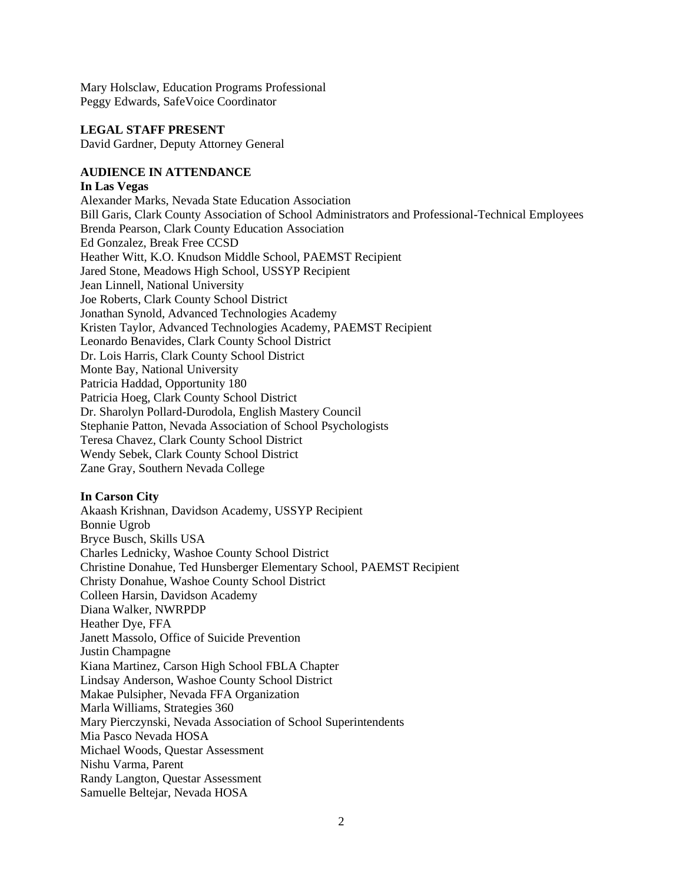Mary Holsclaw, Education Programs Professional
Peggy Edwards, SafeVoice Coordinator

**LEGAL STAFF PRESENT**
David Gardner, Deputy Attorney General

**AUDIENCE IN ATTENDANCE**
**In Las Vegas**
Alexander Marks, Nevada State Education Association
Bill Garis, Clark County Association of School Administrators and Professional-Technical Employees
Brenda Pearson, Clark County Education Association
Ed Gonzalez, Break Free CCSD
Heather Witt, K.O. Knudson Middle School, PAEMST Recipient
Jared Stone, Meadows High School, USSYP Recipient
Jean Linnell, National University
Joe Roberts, Clark County School District
Jonathan Synold, Advanced Technologies Academy
Kristen Taylor, Advanced Technologies Academy, PAEMST Recipient
Leonardo Benavides, Clark County School District
Dr. Lois Harris, Clark County School District
Monte Bay, National University
Patricia Haddad, Opportunity 180
Patricia Hoeg, Clark County School District
Dr. Sharolyn Pollard-Durodola, English Mastery Council
Stephanie Patton, Nevada Association of School Psychologists
Teresa Chavez, Clark County School District
Wendy Sebek, Clark County School District
Zane Gray, Southern Nevada College

**In Carson City**
Akaash Krishnan, Davidson Academy, USSYP Recipient
Bonnie Ugrob
Bryce Busch, Skills USA
Charles Lednicky, Washoe County School District
Christine Donahue, Ted Hunsberger Elementary School, PAEMST Recipient
Christy Donahue, Washoe County School District
Colleen Harsin, Davidson Academy
Diana Walker, NWRPDP
Heather Dye, FFA
Janett Massolo, Office of Suicide Prevention
Justin Champagne
Kiana Martinez, Carson High School FBLA Chapter
Lindsay Anderson, Washoe County School District
Makae Pulsipher, Nevada FFA Organization
Marla Williams, Strategies 360
Mary Pierczynski, Nevada Association of School Superintendents
Mia Pasco Nevada HOSA
Michael Woods, Questar Assessment
Nishu Varma, Parent
Randy Langton, Questar Assessment
Samuelle Beltejar, Nevada HOSA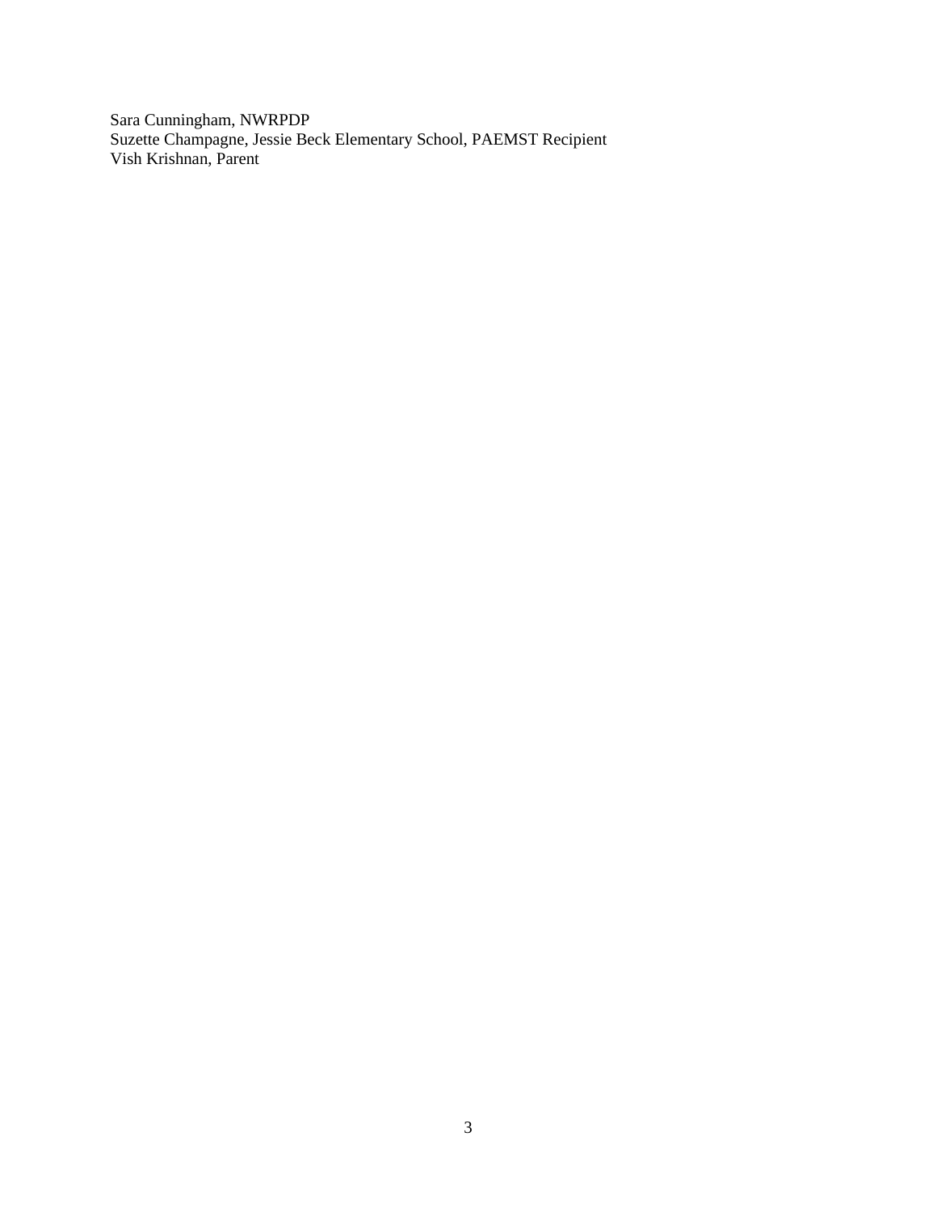Sara Cunningham, NWRPDP
Suzette Champagne, Jessie Beck Elementary School, PAEMST Recipient
Vish Krishnan, Parent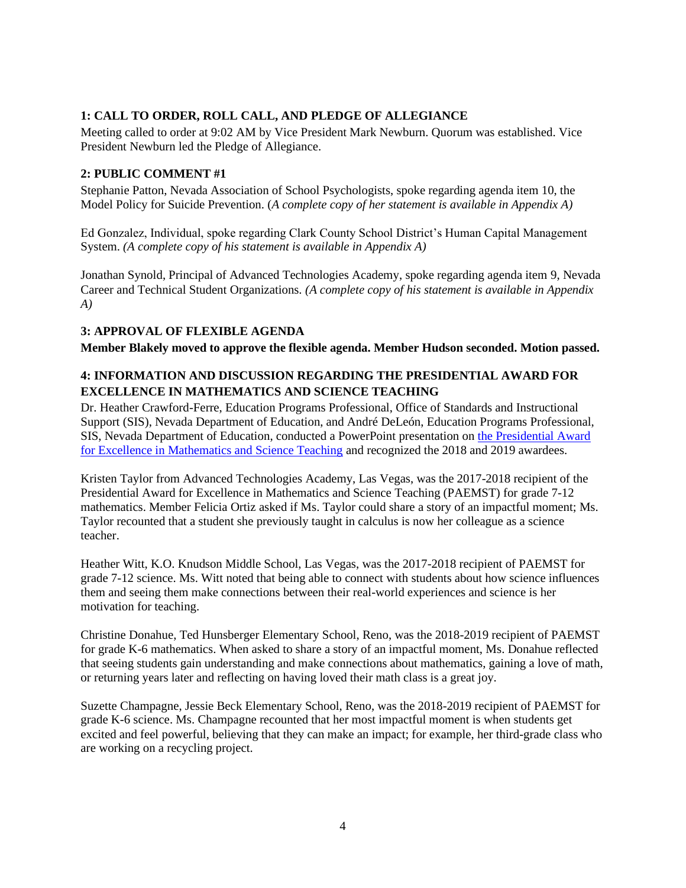### 1: CALL TO ORDER, ROLL CALL, AND PLEDGE OF ALLEGIANCE

Meeting called to order at 9:02 AM by Vice President Mark Newburn. Quorum was established. Vice President Newburn led the Pledge of Allegiance.

### 2: PUBLIC COMMENT #1

Stephanie Patton, Nevada Association of School Psychologists, spoke regarding agenda item 10, the Model Policy for Suicide Prevention. (*A complete copy of her statement is available in Appendix A)*

Ed Gonzalez, Individual, spoke regarding Clark County School District's Human Capital Management System. *(A complete copy of his statement is available in Appendix A)*

Jonathan Synold, Principal of Advanced Technologies Academy, spoke regarding agenda item 9, Nevada Career and Technical Student Organizations. *(A complete copy of his statement is available in Appendix A)*

### 3: APPROVAL OF FLEXIBLE AGENDA

**Member Blakely moved to approve the flexible agenda. Member Hudson seconded. Motion passed.**

### 4: INFORMATION AND DISCUSSION REGARDING THE PRESIDENTIAL AWARD FOR EXCELLENCE IN MATHEMATICS AND SCIENCE TEACHING

Dr. Heather Crawford-Ferre, Education Programs Professional, Office of Standards and Instructional Support (SIS), Nevada Department of Education, and André DeLeón, Education Programs Professional, SIS, Nevada Department of Education, conducted a PowerPoint presentation on [the Presidential Award for Excellence in Mathematics and Science Teaching]() and recognized the 2018 and 2019 awardees.

Kristen Taylor from Advanced Technologies Academy, Las Vegas, was the 2017-2018 recipient of the Presidential Award for Excellence in Mathematics and Science Teaching (PAEMST) for grade 7-12 mathematics. Member Felicia Ortiz asked if Ms. Taylor could share a story of an impactful moment; Ms. Taylor recounted that a student she previously taught in calculus is now her colleague as a science teacher.

Heather Witt, K.O. Knudson Middle School, Las Vegas, was the 2017-2018 recipient of PAEMST for grade 7-12 science. Ms. Witt noted that being able to connect with students about how science influences them and seeing them make connections between their real-world experiences and science is her motivation for teaching.

Christine Donahue, Ted Hunsberger Elementary School, Reno, was the 2018-2019 recipient of PAEMST for grade K-6 mathematics. When asked to share a story of an impactful moment, Ms. Donahue reflected that seeing students gain understanding and make connections about mathematics, gaining a love of math, or returning years later and reflecting on having loved their math class is a great joy.

Suzette Champagne, Jessie Beck Elementary School, Reno, was the 2018-2019 recipient of PAEMST for grade K-6 science. Ms. Champagne recounted that her most impactful moment is when students get excited and feel powerful, believing that they can make an impact; for example, her third-grade class who are working on a recycling project.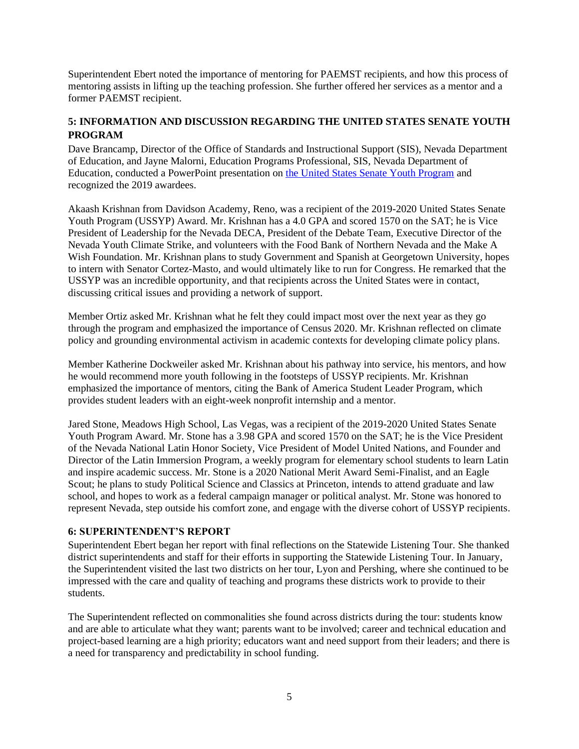Superintendent Ebert noted the importance of mentoring for PAEMST recipients, and how this process of mentoring assists in lifting up the teaching profession. She further offered her services as a mentor and a former PAEMST recipient.

## 5: INFORMATION AND DISCUSSION REGARDING THE UNITED STATES SENATE YOUTH PROGRAM

Dave Brancamp, Director of the Office of Standards and Instructional Support (SIS), Nevada Department of Education, and Jayne Malorni, Education Programs Professional, SIS, Nevada Department of Education, conducted a PowerPoint presentation on [the United States Senate Youth Program]() and recognized the 2019 awardees.

Akaash Krishnan from Davidson Academy, Reno, was a recipient of the 2019-2020 United States Senate Youth Program (USSYP) Award. Mr. Krishnan has a 4.0 GPA and scored 1570 on the SAT; he is Vice President of Leadership for the Nevada DECA, President of the Debate Team, Executive Director of the Nevada Youth Climate Strike, and volunteers with the Food Bank of Northern Nevada and the Make A Wish Foundation. Mr. Krishnan plans to study Government and Spanish at Georgetown University, hopes to intern with Senator Cortez-Masto, and would ultimately like to run for Congress. He remarked that the USSYP was an incredible opportunity, and that recipients across the United States were in contact, discussing critical issues and providing a network of support.

Member Ortiz asked Mr. Krishnan what he felt they could impact most over the next year as they go through the program and emphasized the importance of Census 2020. Mr. Krishnan reflected on climate policy and grounding environmental activism in academic contexts for developing climate policy plans.

Member Katherine Dockweiler asked Mr. Krishnan about his pathway into service, his mentors, and how he would recommend more youth following in the footsteps of USSYP recipients. Mr. Krishnan emphasized the importance of mentors, citing the Bank of America Student Leader Program, which provides student leaders with an eight-week nonprofit internship and a mentor.

Jared Stone, Meadows High School, Las Vegas, was a recipient of the 2019-2020 United States Senate Youth Program Award. Mr. Stone has a 3.98 GPA and scored 1570 on the SAT; he is the Vice President of the Nevada National Latin Honor Society, Vice President of Model United Nations, and Founder and Director of the Latin Immersion Program, a weekly program for elementary school students to learn Latin and inspire academic success. Mr. Stone is a 2020 National Merit Award Semi-Finalist, and an Eagle Scout; he plans to study Political Science and Classics at Princeton, intends to attend graduate and law school, and hopes to work as a federal campaign manager or political analyst. Mr. Stone was honored to represent Nevada, step outside his comfort zone, and engage with the diverse cohort of USSYP recipients.

## 6: SUPERINTENDENT'S REPORT

Superintendent Ebert began her report with final reflections on the Statewide Listening Tour. She thanked district superintendents and staff for their efforts in supporting the Statewide Listening Tour. In January, the Superintendent visited the last two districts on her tour, Lyon and Pershing, where she continued to be impressed with the care and quality of teaching and programs these districts work to provide to their students.

The Superintendent reflected on commonalities she found across districts during the tour: students know and are able to articulate what they want; parents want to be involved; career and technical education and project-based learning are a high priority; educators want and need support from their leaders; and there is a need for transparency and predictability in school funding.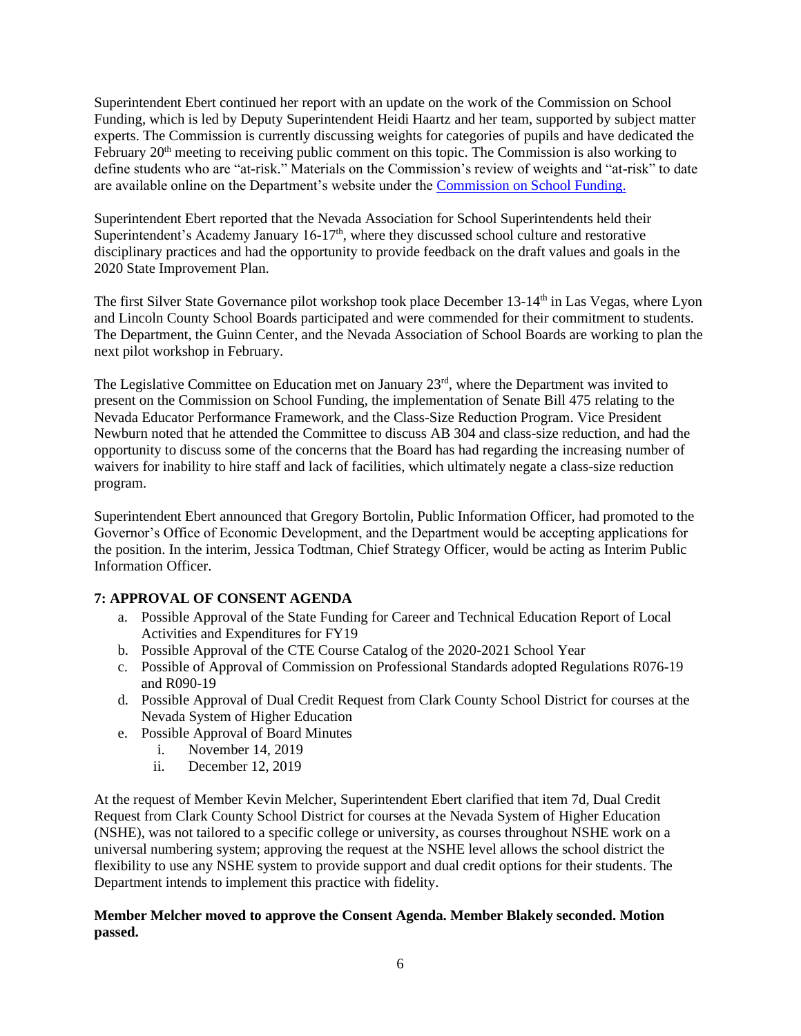Superintendent Ebert continued her report with an update on the work of the Commission on School Funding, which is led by Deputy Superintendent Heidi Haartz and her team, supported by subject matter experts. The Commission is currently discussing weights for categories of pupils and have dedicated the February 20th meeting to receiving public comment on this topic. The Commission is also working to define students who are "at-risk." Materials on the Commission's review of weights and "at-risk" to date are available online on the Department's website under the Commission on School Funding.

Superintendent Ebert reported that the Nevada Association for School Superintendents held their Superintendent's Academy January 16-17th, where they discussed school culture and restorative disciplinary practices and had the opportunity to provide feedback on the draft values and goals in the 2020 State Improvement Plan.

The first Silver State Governance pilot workshop took place December 13-14th in Las Vegas, where Lyon and Lincoln County School Boards participated and were commended for their commitment to students. The Department, the Guinn Center, and the Nevada Association of School Boards are working to plan the next pilot workshop in February.

The Legislative Committee on Education met on January 23rd, where the Department was invited to present on the Commission on School Funding, the implementation of Senate Bill 475 relating to the Nevada Educator Performance Framework, and the Class-Size Reduction Program. Vice President Newburn noted that he attended the Committee to discuss AB 304 and class-size reduction, and had the opportunity to discuss some of the concerns that the Board has had regarding the increasing number of waivers for inability to hire staff and lack of facilities, which ultimately negate a class-size reduction program.

Superintendent Ebert announced that Gregory Bortolin, Public Information Officer, had promoted to the Governor's Office of Economic Development, and the Department would be accepting applications for the position. In the interim, Jessica Todtman, Chief Strategy Officer, would be acting as Interim Public Information Officer.

**7: APPROVAL OF CONSENT AGENDA**

a. Possible Approval of the State Funding for Career and Technical Education Report of Local Activities and Expenditures for FY19
b. Possible Approval of the CTE Course Catalog of the 2020-2021 School Year
c. Possible of Approval of Commission on Professional Standards adopted Regulations R076-19 and R090-19
d. Possible Approval of Dual Credit Request from Clark County School District for courses at the Nevada System of Higher Education
e. Possible Approval of Board Minutes
   i. November 14, 2019
   ii. December 12, 2019

At the request of Member Kevin Melcher, Superintendent Ebert clarified that item 7d, Dual Credit Request from Clark County School District for courses at the Nevada System of Higher Education (NSHE), was not tailored to a specific college or university, as courses throughout NSHE work on a universal numbering system; approving the request at the NSHE level allows the school district the flexibility to use any NSHE system to provide support and dual credit options for their students. The Department intends to implement this practice with fidelity.

**Member Melcher moved to approve the Consent Agenda. Member Blakely seconded. Motion passed.**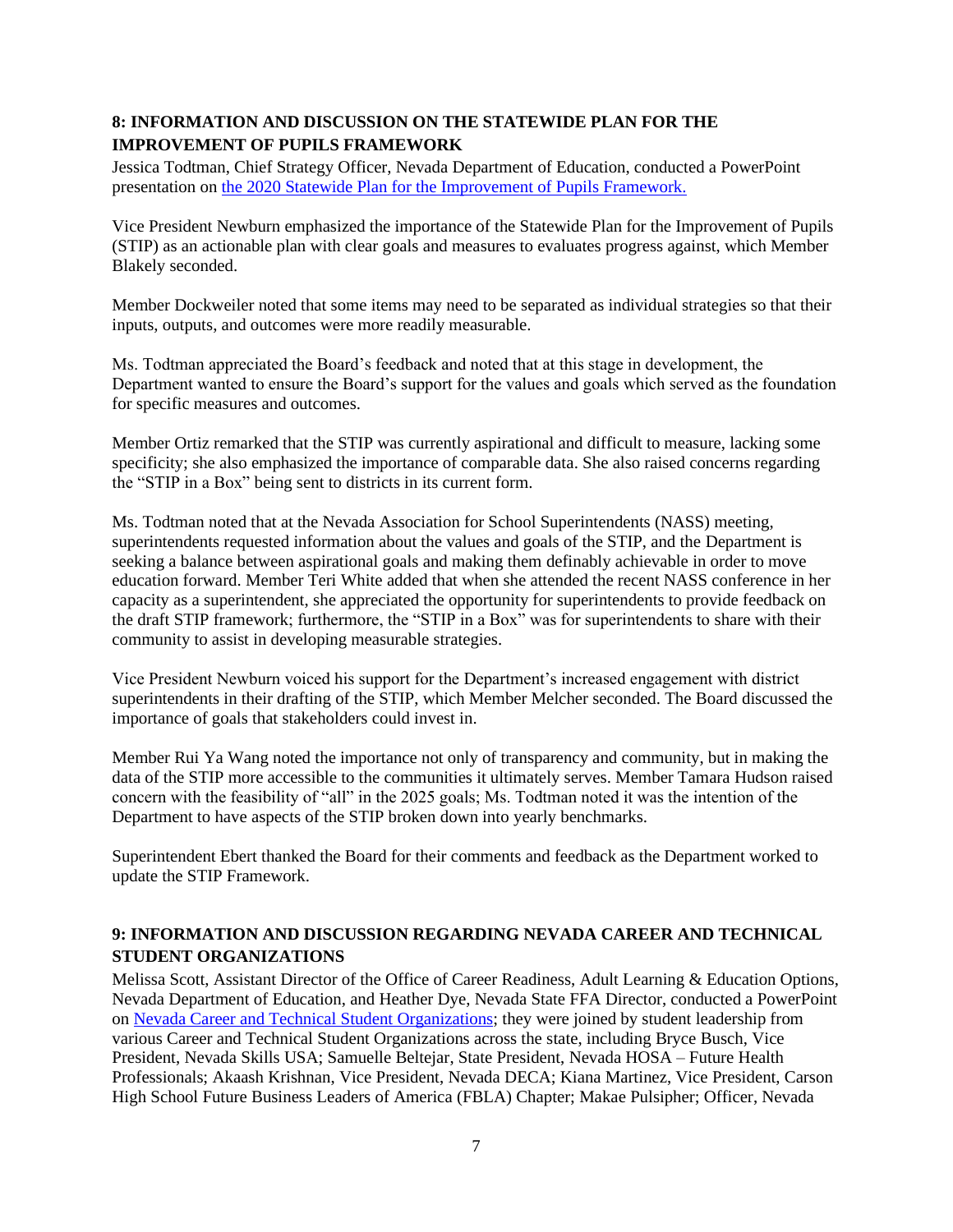### 8: INFORMATION AND DISCUSSION ON THE STATEWIDE PLAN FOR THE IMPROVEMENT OF PUPILS FRAMEWORK

Jessica Todtman, Chief Strategy Officer, Nevada Department of Education, conducted a PowerPoint presentation on [the 2020 Statewide Plan for the Improvement of Pupils Framework.](#)

Vice President Newburn emphasized the importance of the Statewide Plan for the Improvement of Pupils (STIP) as an actionable plan with clear goals and measures to evaluates progress against, which Member Blakely seconded.

Member Dockweiler noted that some items may need to be separated as individual strategies so that their inputs, outputs, and outcomes were more readily measurable.

Ms. Todtman appreciated the Board's feedback and noted that at this stage in development, the Department wanted to ensure the Board's support for the values and goals which served as the foundation for specific measures and outcomes.

Member Ortiz remarked that the STIP was currently aspirational and difficult to measure, lacking some specificity; she also emphasized the importance of comparable data. She also raised concerns regarding the "STIP in a Box" being sent to districts in its current form.

Ms. Todtman noted that at the Nevada Association for School Superintendents (NASS) meeting, superintendents requested information about the values and goals of the STIP, and the Department is seeking a balance between aspirational goals and making them definably achievable in order to move education forward. Member Teri White added that when she attended the recent NASS conference in her capacity as a superintendent, she appreciated the opportunity for superintendents to provide feedback on the draft STIP framework; furthermore, the "STIP in a Box" was for superintendents to share with their community to assist in developing measurable strategies.

Vice President Newburn voiced his support for the Department's increased engagement with district superintendents in their drafting of the STIP, which Member Melcher seconded. The Board discussed the importance of goals that stakeholders could invest in.

Member Rui Ya Wang noted the importance not only of transparency and community, but in making the data of the STIP more accessible to the communities it ultimately serves. Member Tamara Hudson raised concern with the feasibility of "all" in the 2025 goals; Ms. Todtman noted it was the intention of the Department to have aspects of the STIP broken down into yearly benchmarks.

Superintendent Ebert thanked the Board for their comments and feedback as the Department worked to update the STIP Framework.

### 9: INFORMATION AND DISCUSSION REGARDING NEVADA CAREER AND TECHNICAL STUDENT ORGANIZATIONS

Melissa Scott, Assistant Director of the Office of Career Readiness, Adult Learning & Education Options, Nevada Department of Education, and Heather Dye, Nevada State FFA Director, conducted a PowerPoint on [Nevada Career and Technical Student Organizations](#); they were joined by student leadership from various Career and Technical Student Organizations across the state, including Bryce Busch, Vice President, Nevada Skills USA; Samuelle Beltejar, State President, Nevada HOSA – Future Health Professionals; Akaash Krishnan, Vice President, Nevada DECA; Kiana Martinez, Vice President, Carson High School Future Business Leaders of America (FBLA) Chapter; Makae Pulsipher; Officer, Nevada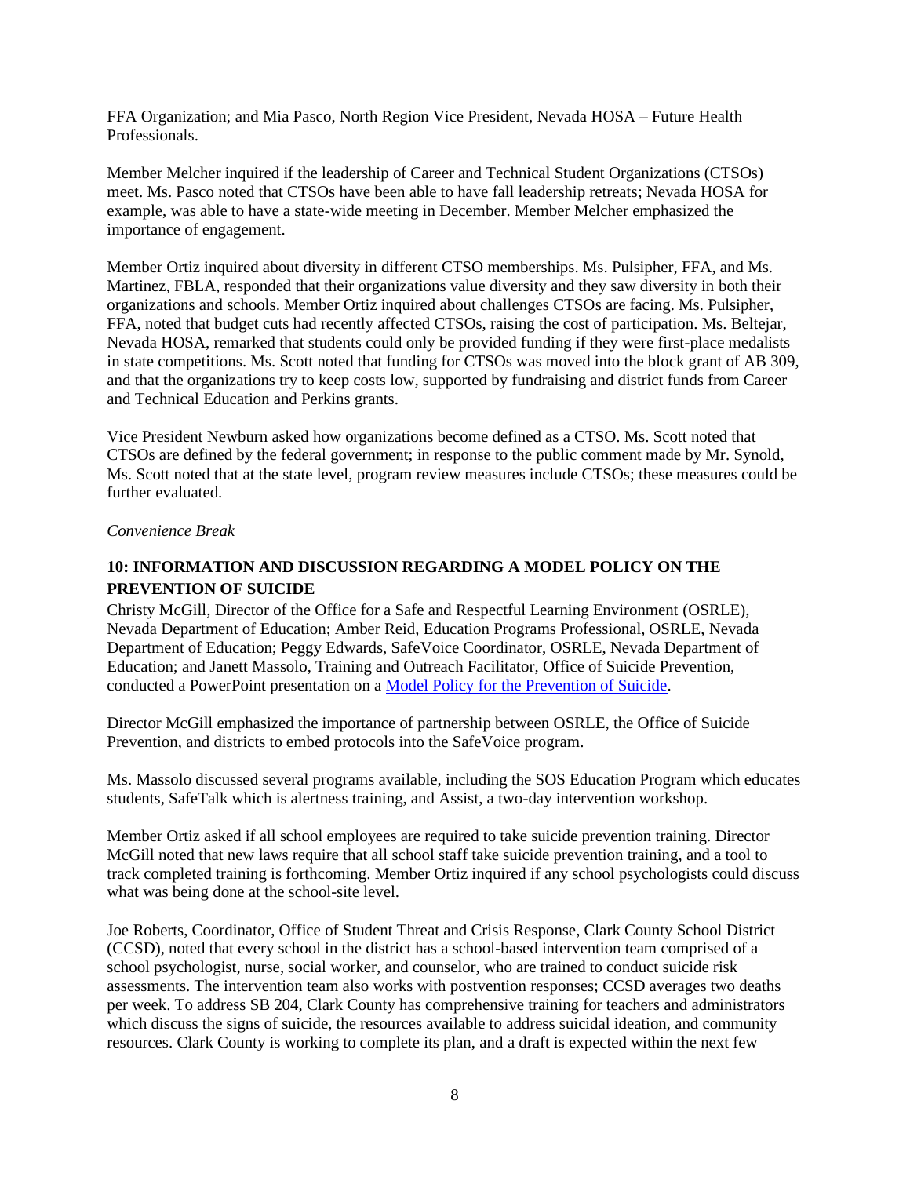FFA Organization; and Mia Pasco, North Region Vice President, Nevada HOSA – Future Health Professionals.

Member Melcher inquired if the leadership of Career and Technical Student Organizations (CTSOs) meet. Ms. Pasco noted that CTSOs have been able to have fall leadership retreats; Nevada HOSA for example, was able to have a state-wide meeting in December. Member Melcher emphasized the importance of engagement.

Member Ortiz inquired about diversity in different CTSO memberships. Ms. Pulsipher, FFA, and Ms. Martinez, FBLA, responded that their organizations value diversity and they saw diversity in both their organizations and schools. Member Ortiz inquired about challenges CTSOs are facing. Ms. Pulsipher, FFA, noted that budget cuts had recently affected CTSOs, raising the cost of participation. Ms. Beltejar, Nevada HOSA, remarked that students could only be provided funding if they were first-place medalists in state competitions. Ms. Scott noted that funding for CTSOs was moved into the block grant of AB 309, and that the organizations try to keep costs low, supported by fundraising and district funds from Career and Technical Education and Perkins grants.

Vice President Newburn asked how organizations become defined as a CTSO. Ms. Scott noted that CTSOs are defined by the federal government; in response to the public comment made by Mr. Synold, Ms. Scott noted that at the state level, program review measures include CTSOs; these measures could be further evaluated.

*Convenience Break*

**10: INFORMATION AND DISCUSSION REGARDING A MODEL POLICY ON THE PREVENTION OF SUICIDE**

Christy McGill, Director of the Office for a Safe and Respectful Learning Environment (OSRLE), Nevada Department of Education; Amber Reid, Education Programs Professional, OSRLE, Nevada Department of Education; Peggy Edwards, SafeVoice Coordinator, OSRLE, Nevada Department of Education; and Janett Massolo, Training and Outreach Facilitator, Office of Suicide Prevention, conducted a PowerPoint presentation on a Model Policy for the Prevention of Suicide.

Director McGill emphasized the importance of partnership between OSRLE, the Office of Suicide Prevention, and districts to embed protocols into the SafeVoice program.

Ms. Massolo discussed several programs available, including the SOS Education Program which educates students, SafeTalk which is alertness training, and Assist, a two-day intervention workshop.

Member Ortiz asked if all school employees are required to take suicide prevention training. Director McGill noted that new laws require that all school staff take suicide prevention training, and a tool to track completed training is forthcoming. Member Ortiz inquired if any school psychologists could discuss what was being done at the school-site level.

Joe Roberts, Coordinator, Office of Student Threat and Crisis Response, Clark County School District (CCSD), noted that every school in the district has a school-based intervention team comprised of a school psychologist, nurse, social worker, and counselor, who are trained to conduct suicide risk assessments. The intervention team also works with postvention responses; CCSD averages two deaths per week. To address SB 204, Clark County has comprehensive training for teachers and administrators which discuss the signs of suicide, the resources available to address suicidal ideation, and community resources. Clark County is working to complete its plan, and a draft is expected within the next few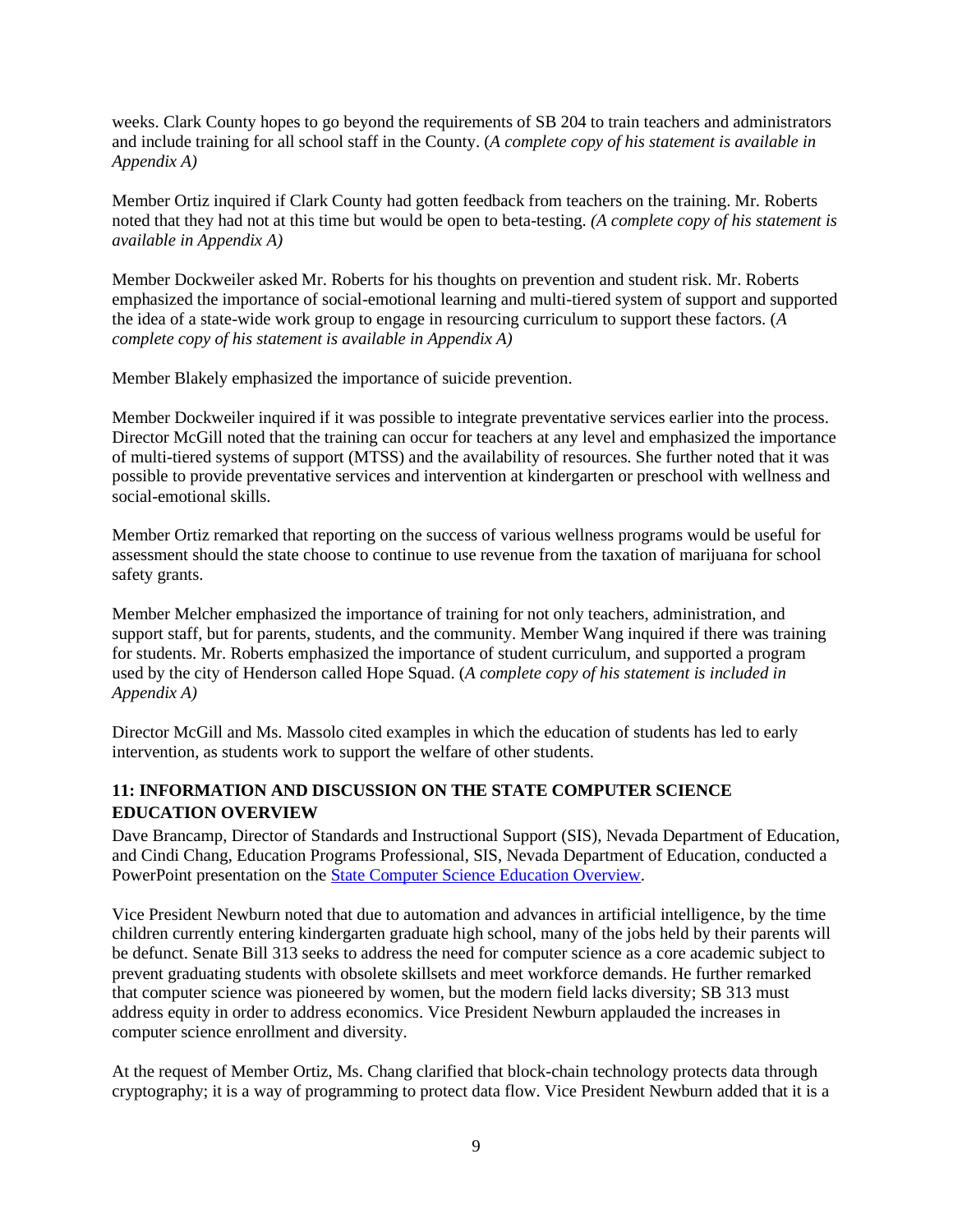weeks. Clark County hopes to go beyond the requirements of SB 204 to train teachers and administrators and include training for all school staff in the County. (*A complete copy of his statement is available in Appendix A)*

Member Ortiz inquired if Clark County had gotten feedback from teachers on the training. Mr. Roberts noted that they had not at this time but would be open to beta-testing. *(A complete copy of his statement is available in Appendix A)*

Member Dockweiler asked Mr. Roberts for his thoughts on prevention and student risk. Mr. Roberts emphasized the importance of social-emotional learning and multi-tiered system of support and supported the idea of a state-wide work group to engage in resourcing curriculum to support these factors. (*A complete copy of his statement is available in Appendix A)*

Member Blakely emphasized the importance of suicide prevention.

Member Dockweiler inquired if it was possible to integrate preventative services earlier into the process. Director McGill noted that the training can occur for teachers at any level and emphasized the importance of multi-tiered systems of support (MTSS) and the availability of resources. She further noted that it was possible to provide preventative services and intervention at kindergarten or preschool with wellness and social-emotional skills.

Member Ortiz remarked that reporting on the success of various wellness programs would be useful for assessment should the state choose to continue to use revenue from the taxation of marijuana for school safety grants.

Member Melcher emphasized the importance of training for not only teachers, administration, and support staff, but for parents, students, and the community. Member Wang inquired if there was training for students. Mr. Roberts emphasized the importance of student curriculum, and supported a program used by the city of Henderson called Hope Squad. (*A complete copy of his statement is included in Appendix A)*

Director McGill and Ms. Massolo cited examples in which the education of students has led to early intervention, as students work to support the welfare of other students.

## 11: INFORMATION AND DISCUSSION ON THE STATE COMPUTER SCIENCE EDUCATION OVERVIEW

Dave Brancamp, Director of Standards and Instructional Support (SIS), Nevada Department of Education, and Cindi Chang, Education Programs Professional, SIS, Nevada Department of Education, conducted a PowerPoint presentation on the State Computer Science Education Overview.

Vice President Newburn noted that due to automation and advances in artificial intelligence, by the time children currently entering kindergarten graduate high school, many of the jobs held by their parents will be defunct. Senate Bill 313 seeks to address the need for computer science as a core academic subject to prevent graduating students with obsolete skillsets and meet workforce demands. He further remarked that computer science was pioneered by women, but the modern field lacks diversity; SB 313 must address equity in order to address economics. Vice President Newburn applauded the increases in computer science enrollment and diversity.

At the request of Member Ortiz, Ms. Chang clarified that block-chain technology protects data through cryptography; it is a way of programming to protect data flow. Vice President Newburn added that it is a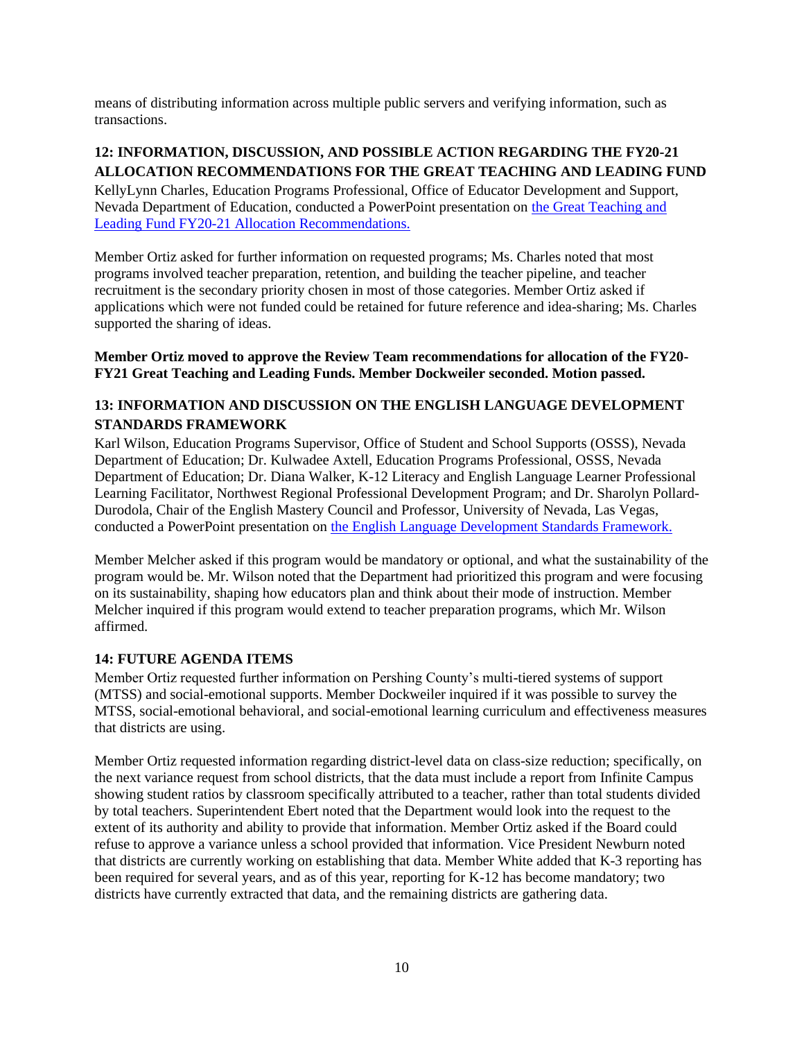means of distributing information across multiple public servers and verifying information, such as transactions.

### 12: INFORMATION, DISCUSSION, AND POSSIBLE ACTION REGARDING THE FY20-21 ALLOCATION RECOMMENDATIONS FOR THE GREAT TEACHING AND LEADING FUND

KellyLynn Charles, Education Programs Professional, Office of Educator Development and Support, Nevada Department of Education, conducted a PowerPoint presentation on the Great Teaching and Leading Fund FY20-21 Allocation Recommendations.

Member Ortiz asked for further information on requested programs; Ms. Charles noted that most programs involved teacher preparation, retention, and building the teacher pipeline, and teacher recruitment is the secondary priority chosen in most of those categories. Member Ortiz asked if applications which were not funded could be retained for future reference and idea-sharing; Ms. Charles supported the sharing of ideas.

**Member Ortiz moved to approve the Review Team recommendations for allocation of the FY20-FY21 Great Teaching and Leading Funds. Member Dockweiler seconded. Motion passed.**

### 13: INFORMATION AND DISCUSSION ON THE ENGLISH LANGUAGE DEVELOPMENT STANDARDS FRAMEWORK

Karl Wilson, Education Programs Supervisor, Office of Student and School Supports (OSSS), Nevada Department of Education; Dr. Kulwadee Axtell, Education Programs Professional, OSSS, Nevada Department of Education; Dr. Diana Walker, K-12 Literacy and English Language Learner Professional Learning Facilitator, Northwest Regional Professional Development Program; and Dr. Sharolyn Pollard-Durodola, Chair of the English Mastery Council and Professor, University of Nevada, Las Vegas, conducted a PowerPoint presentation on the English Language Development Standards Framework.

Member Melcher asked if this program would be mandatory or optional, and what the sustainability of the program would be. Mr. Wilson noted that the Department had prioritized this program and were focusing on its sustainability, shaping how educators plan and think about their mode of instruction. Member Melcher inquired if this program would extend to teacher preparation programs, which Mr. Wilson affirmed.

### 14: FUTURE AGENDA ITEMS

Member Ortiz requested further information on Pershing County's multi-tiered systems of support (MTSS) and social-emotional supports. Member Dockweiler inquired if it was possible to survey the MTSS, social-emotional behavioral, and social-emotional learning curriculum and effectiveness measures that districts are using.

Member Ortiz requested information regarding district-level data on class-size reduction; specifically, on the next variance request from school districts, that the data must include a report from Infinite Campus showing student ratios by classroom specifically attributed to a teacher, rather than total students divided by total teachers. Superintendent Ebert noted that the Department would look into the request to the extent of its authority and ability to provide that information. Member Ortiz asked if the Board could refuse to approve a variance unless a school provided that information. Vice President Newburn noted that districts are currently working on establishing that data. Member White added that K-3 reporting has been required for several years, and as of this year, reporting for K-12 has become mandatory; two districts have currently extracted that data, and the remaining districts are gathering data.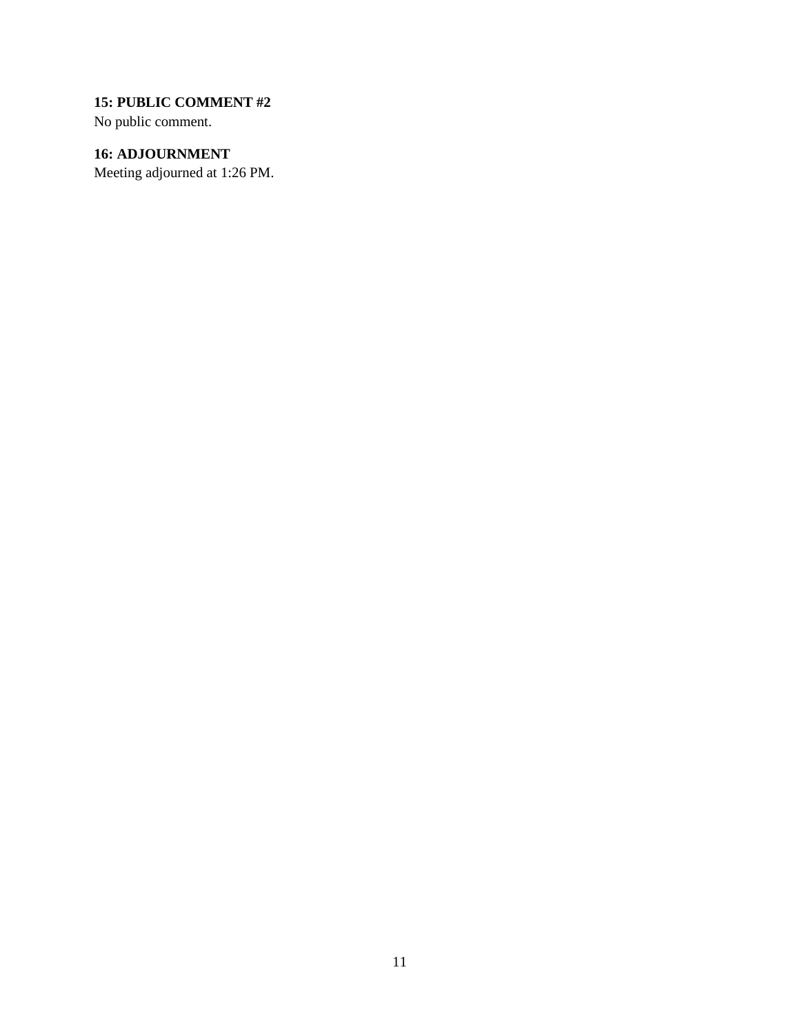**15: PUBLIC COMMENT #2**

No public comment.

**16: ADJOURNMENT**

Meeting adjourned at 1:26 PM.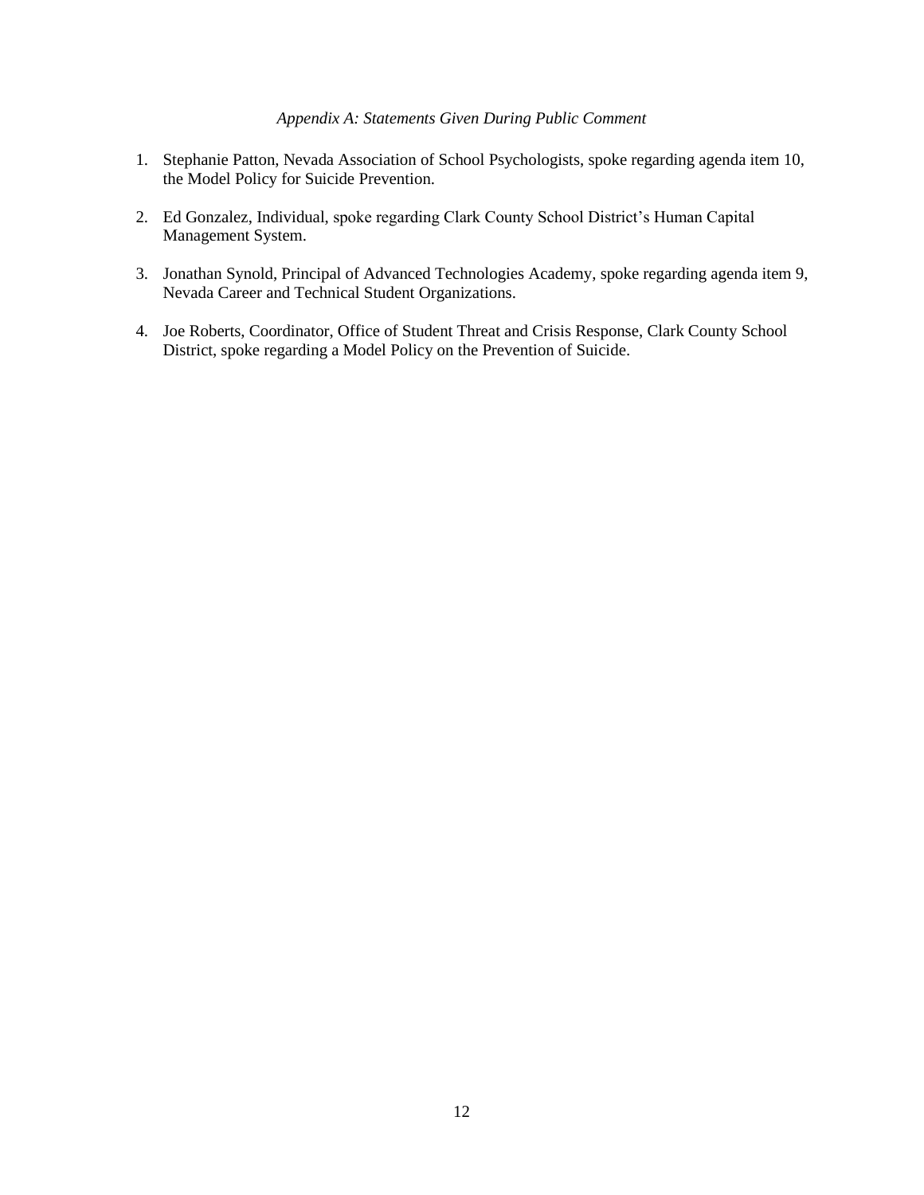*Appendix A: Statements Given During Public Comment*

1. Stephanie Patton, Nevada Association of School Psychologists, spoke regarding agenda item 10, the Model Policy for Suicide Prevention.

2. Ed Gonzalez, Individual, spoke regarding Clark County School District's Human Capital Management System.

3. Jonathan Synold, Principal of Advanced Technologies Academy, spoke regarding agenda item 9, Nevada Career and Technical Student Organizations.

4. Joe Roberts, Coordinator, Office of Student Threat and Crisis Response, Clark County School District, spoke regarding a Model Policy on the Prevention of Suicide.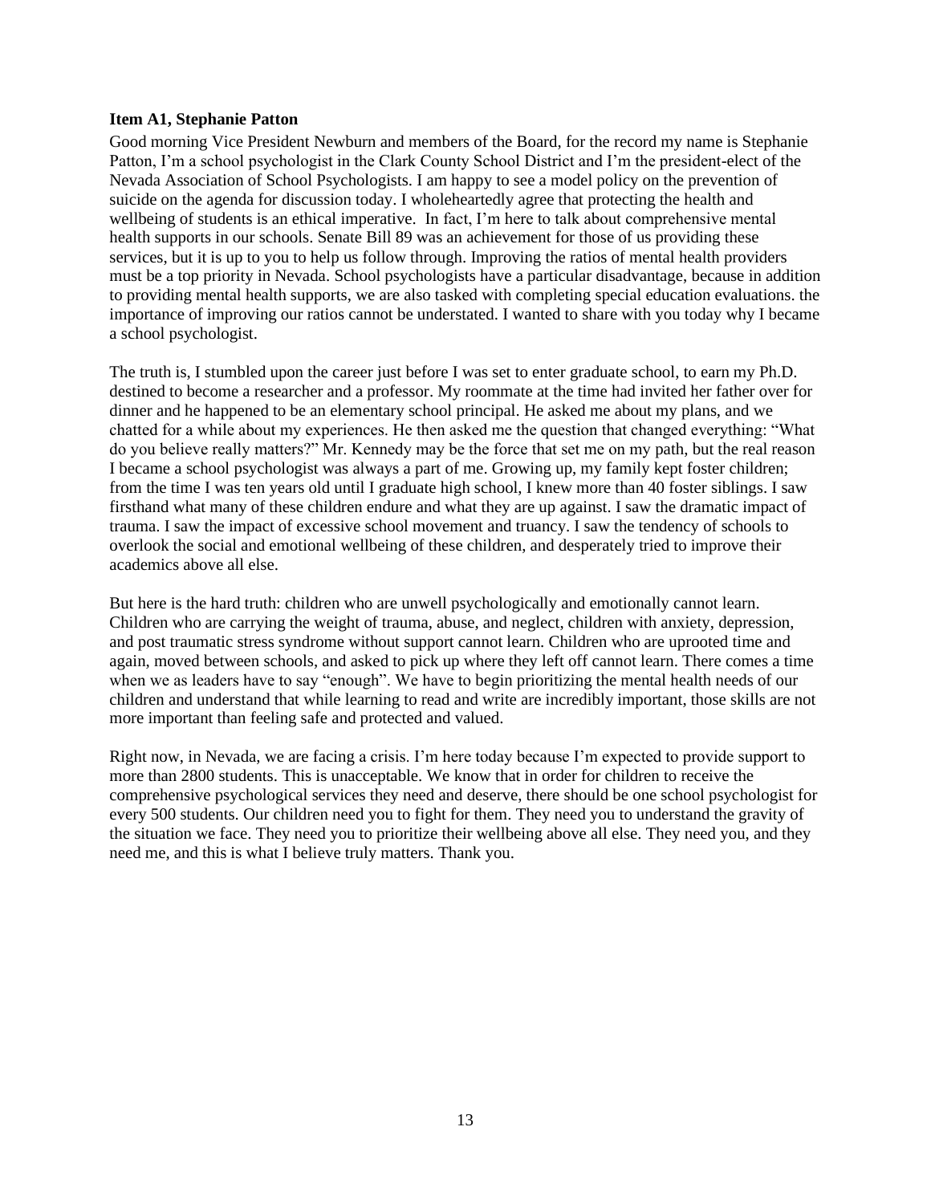**Item A1, Stephanie Patton**

Good morning Vice President Newburn and members of the Board, for the record my name is Stephanie Patton, I'm a school psychologist in the Clark County School District and I'm the president-elect of the Nevada Association of School Psychologists. I am happy to see a model policy on the prevention of suicide on the agenda for discussion today. I wholeheartedly agree that protecting the health and wellbeing of students is an ethical imperative. In fact, I'm here to talk about comprehensive mental health supports in our schools. Senate Bill 89 was an achievement for those of us providing these services, but it is up to you to help us follow through. Improving the ratios of mental health providers must be a top priority in Nevada. School psychologists have a particular disadvantage, because in addition to providing mental health supports, we are also tasked with completing special education evaluations. the importance of improving our ratios cannot be understated. I wanted to share with you today why I became a school psychologist.

The truth is, I stumbled upon the career just before I was set to enter graduate school, to earn my Ph.D. destined to become a researcher and a professor. My roommate at the time had invited her father over for dinner and he happened to be an elementary school principal. He asked me about my plans, and we chatted for a while about my experiences. He then asked me the question that changed everything: "What do you believe really matters?" Mr. Kennedy may be the force that set me on my path, but the real reason I became a school psychologist was always a part of me. Growing up, my family kept foster children; from the time I was ten years old until I graduate high school, I knew more than 40 foster siblings. I saw firsthand what many of these children endure and what they are up against. I saw the dramatic impact of trauma. I saw the impact of excessive school movement and truancy. I saw the tendency of schools to overlook the social and emotional wellbeing of these children, and desperately tried to improve their academics above all else.

But here is the hard truth: children who are unwell psychologically and emotionally cannot learn. Children who are carrying the weight of trauma, abuse, and neglect, children with anxiety, depression, and post traumatic stress syndrome without support cannot learn. Children who are uprooted time and again, moved between schools, and asked to pick up where they left off cannot learn. There comes a time when we as leaders have to say "enough". We have to begin prioritizing the mental health needs of our children and understand that while learning to read and write are incredibly important, those skills are not more important than feeling safe and protected and valued.

Right now, in Nevada, we are facing a crisis. I'm here today because I'm expected to provide support to more than 2800 students. This is unacceptable. We know that in order for children to receive the comprehensive psychological services they need and deserve, there should be one school psychologist for every 500 students. Our children need you to fight for them. They need you to understand the gravity of the situation we face. They need you to prioritize their wellbeing above all else. They need you, and they need me, and this is what I believe truly matters. Thank you.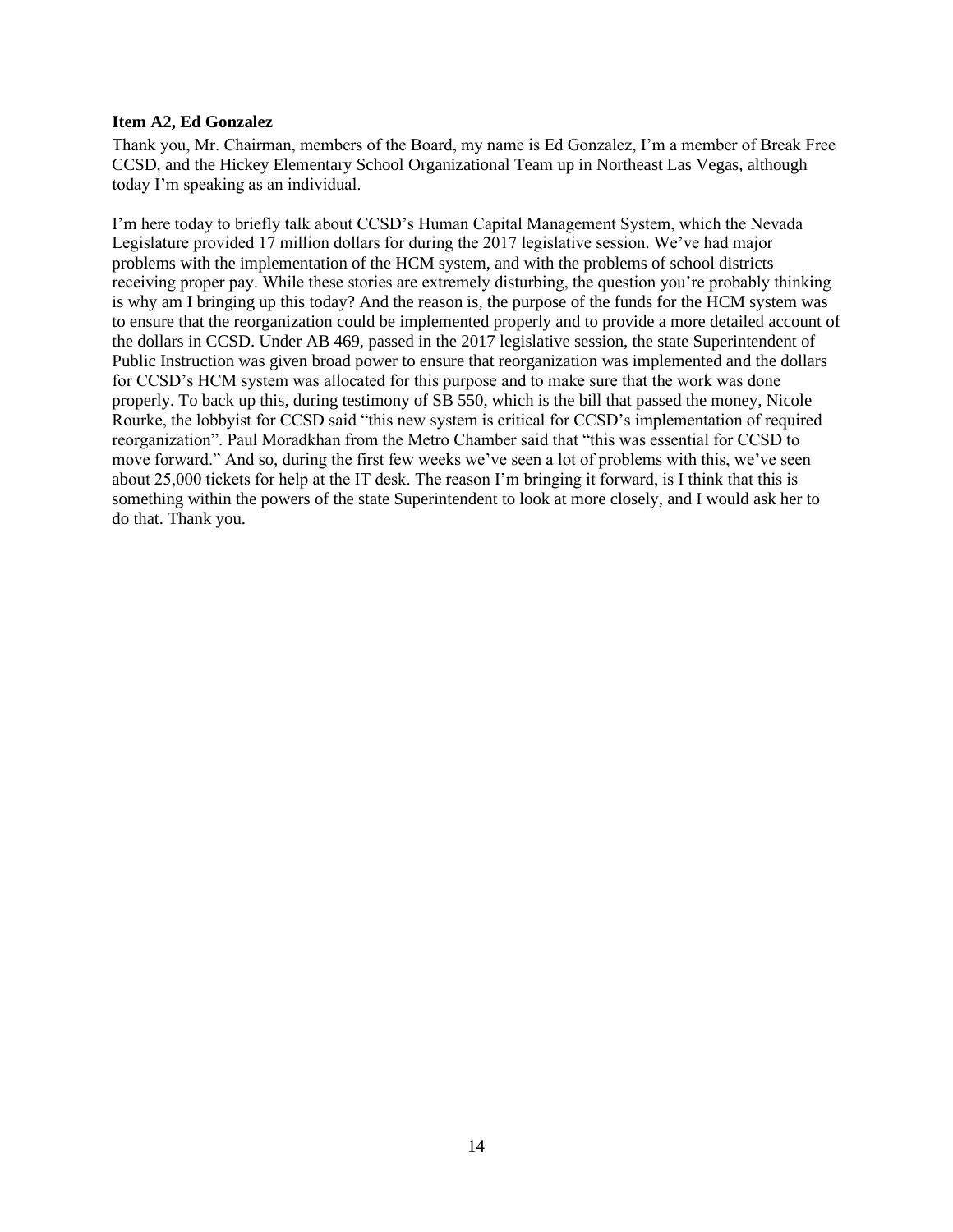**Item A2, Ed Gonzalez**

Thank you, Mr. Chairman, members of the Board, my name is Ed Gonzalez, I'm a member of Break Free CCSD, and the Hickey Elementary School Organizational Team up in Northeast Las Vegas, although today I'm speaking as an individual.

I'm here today to briefly talk about CCSD's Human Capital Management System, which the Nevada Legislature provided 17 million dollars for during the 2017 legislative session. We've had major problems with the implementation of the HCM system, and with the problems of school districts receiving proper pay. While these stories are extremely disturbing, the question you're probably thinking is why am I bringing up this today? And the reason is, the purpose of the funds for the HCM system was to ensure that the reorganization could be implemented properly and to provide a more detailed account of the dollars in CCSD. Under AB 469, passed in the 2017 legislative session, the state Superintendent of Public Instruction was given broad power to ensure that reorganization was implemented and the dollars for CCSD's HCM system was allocated for this purpose and to make sure that the work was done properly. To back up this, during testimony of SB 550, which is the bill that passed the money, Nicole Rourke, the lobbyist for CCSD said "this new system is critical for CCSD's implementation of required reorganization". Paul Moradkhan from the Metro Chamber said that "this was essential for CCSD to move forward." And so, during the first few weeks we've seen a lot of problems with this, we've seen about 25,000 tickets for help at the IT desk. The reason I'm bringing it forward, is I think that this is something within the powers of the state Superintendent to look at more closely, and I would ask her to do that. Thank you.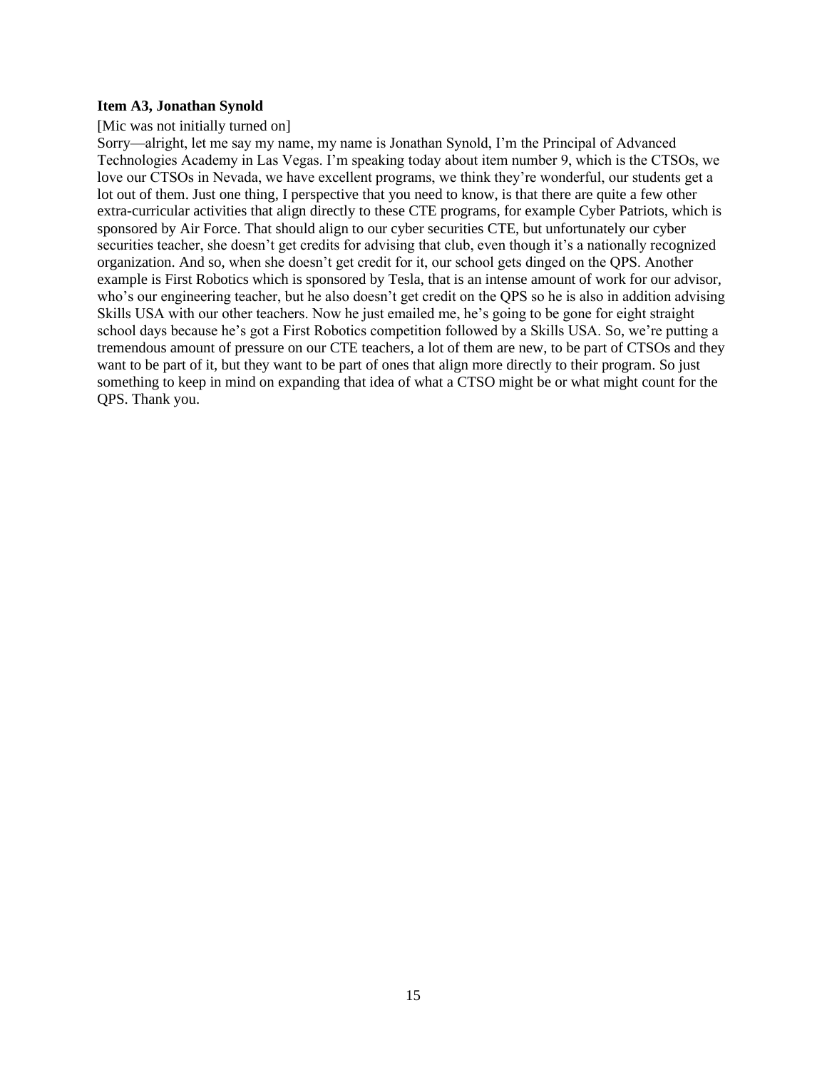**Item A3, Jonathan Synold**

[Mic was not initially turned on]

Sorry—alright, let me say my name, my name is Jonathan Synold, I'm the Principal of Advanced Technologies Academy in Las Vegas. I'm speaking today about item number 9, which is the CTSOs, we love our CTSOs in Nevada, we have excellent programs, we think they're wonderful, our students get a lot out of them. Just one thing, I perspective that you need to know, is that there are quite a few other extra-curricular activities that align directly to these CTE programs, for example Cyber Patriots, which is sponsored by Air Force. That should align to our cyber securities CTE, but unfortunately our cyber securities teacher, she doesn't get credits for advising that club, even though it's a nationally recognized organization. And so, when she doesn't get credit for it, our school gets dinged on the QPS. Another example is First Robotics which is sponsored by Tesla, that is an intense amount of work for our advisor, who's our engineering teacher, but he also doesn't get credit on the QPS so he is also in addition advising Skills USA with our other teachers. Now he just emailed me, he's going to be gone for eight straight school days because he's got a First Robotics competition followed by a Skills USA. So, we're putting a tremendous amount of pressure on our CTE teachers, a lot of them are new, to be part of CTSOs and they want to be part of it, but they want to be part of ones that align more directly to their program. So just something to keep in mind on expanding that idea of what a CTSO might be or what might count for the QPS. Thank you.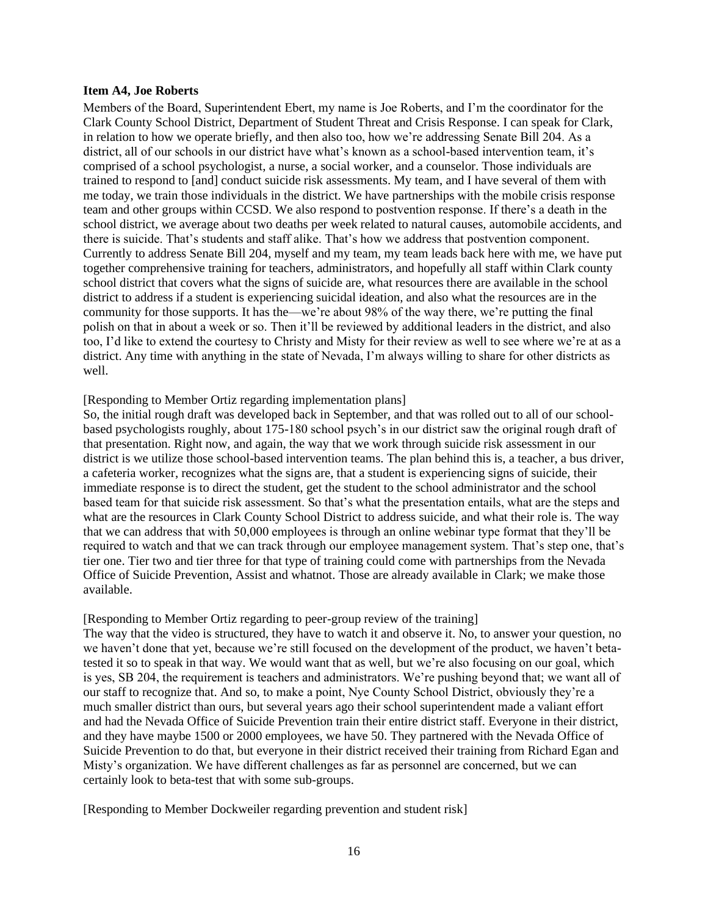**Item A4, Joe Roberts**

Members of the Board, Superintendent Ebert, my name is Joe Roberts, and I'm the coordinator for the Clark County School District, Department of Student Threat and Crisis Response. I can speak for Clark, in relation to how we operate briefly, and then also too, how we're addressing Senate Bill 204. As a district, all of our schools in our district have what's known as a school-based intervention team, it's comprised of a school psychologist, a nurse, a social worker, and a counselor. Those individuals are trained to respond to [and] conduct suicide risk assessments. My team, and I have several of them with me today, we train those individuals in the district. We have partnerships with the mobile crisis response team and other groups within CCSD. We also respond to postvention response. If there's a death in the school district, we average about two deaths per week related to natural causes, automobile accidents, and there is suicide. That's students and staff alike. That's how we address that postvention component. Currently to address Senate Bill 204, myself and my team, my team leads back here with me, we have put together comprehensive training for teachers, administrators, and hopefully all staff within Clark county school district that covers what the signs of suicide are, what resources there are available in the school district to address if a student is experiencing suicidal ideation, and also what the resources are in the community for those supports. It has the—we're about 98% of the way there, we're putting the final polish on that in about a week or so. Then it'll be reviewed by additional leaders in the district, and also too, I'd like to extend the courtesy to Christy and Misty for their review as well to see where we're at as a district. Any time with anything in the state of Nevada, I'm always willing to share for other districts as well.

[Responding to Member Ortiz regarding implementation plans]

So, the initial rough draft was developed back in September, and that was rolled out to all of our school-based psychologists roughly, about 175-180 school psych's in our district saw the original rough draft of that presentation. Right now, and again, the way that we work through suicide risk assessment in our district is we utilize those school-based intervention teams. The plan behind this is, a teacher, a bus driver, a cafeteria worker, recognizes what the signs are, that a student is experiencing signs of suicide, their immediate response is to direct the student, get the student to the school administrator and the school based team for that suicide risk assessment. So that's what the presentation entails, what are the steps and what are the resources in Clark County School District to address suicide, and what their role is. The way that we can address that with 50,000 employees is through an online webinar type format that they'll be required to watch and that we can track through our employee management system. That's step one, that's tier one. Tier two and tier three for that type of training could come with partnerships from the Nevada Office of Suicide Prevention, Assist and whatnot. Those are already available in Clark; we make those available.

[Responding to Member Ortiz regarding to peer-group review of the training]

The way that the video is structured, they have to watch it and observe it. No, to answer your question, no we haven't done that yet, because we're still focused on the development of the product, we haven't beta-tested it so to speak in that way. We would want that as well, but we're also focusing on our goal, which is yes, SB 204, the requirement is teachers and administrators. We're pushing beyond that; we want all of our staff to recognize that. And so, to make a point, Nye County School District, obviously they're a much smaller district than ours, but several years ago their school superintendent made a valiant effort and had the Nevada Office of Suicide Prevention train their entire district staff. Everyone in their district, and they have maybe 1500 or 2000 employees, we have 50. They partnered with the Nevada Office of Suicide Prevention to do that, but everyone in their district received their training from Richard Egan and Misty's organization. We have different challenges as far as personnel are concerned, but we can certainly look to beta-test that with some sub-groups.

[Responding to Member Dockweiler regarding prevention and student risk]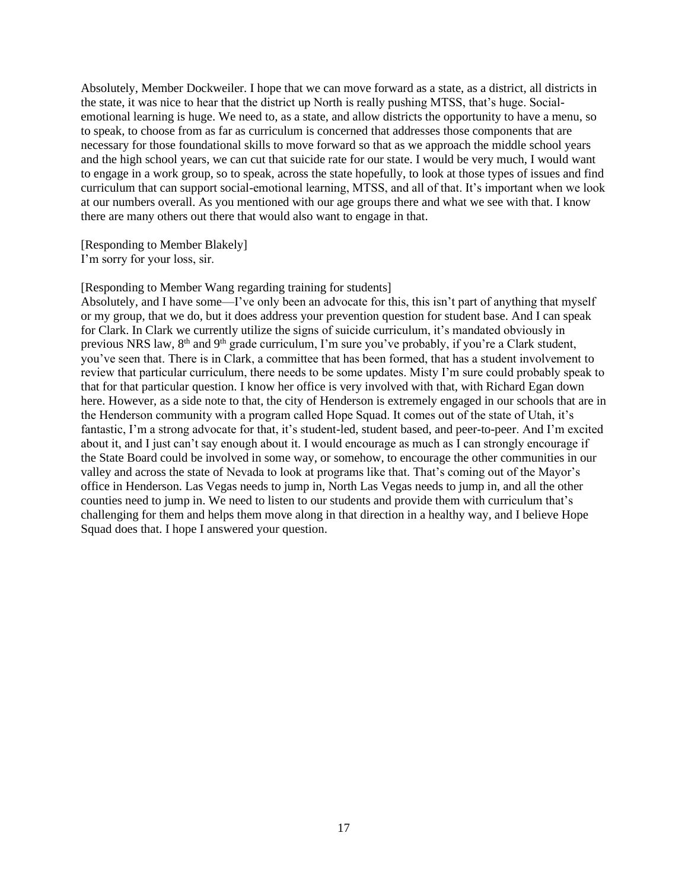Absolutely, Member Dockweiler. I hope that we can move forward as a state, as a district, all districts in the state, it was nice to hear that the district up North is really pushing MTSS, that's huge. Social-emotional learning is huge. We need to, as a state, and allow districts the opportunity to have a menu, so to speak, to choose from as far as curriculum is concerned that addresses those components that are necessary for those foundational skills to move forward so that as we approach the middle school years and the high school years, we can cut that suicide rate for our state. I would be very much, I would want to engage in a work group, so to speak, across the state hopefully, to look at those types of issues and find curriculum that can support social-emotional learning, MTSS, and all of that. It's important when we look at our numbers overall. As you mentioned with our age groups there and what we see with that. I know there are many others out there that would also want to engage in that.

[Responding to Member Blakely]
I'm sorry for your loss, sir.

[Responding to Member Wang regarding training for students]
Absolutely, and I have some—I've only been an advocate for this, this isn't part of anything that myself or my group, that we do, but it does address your prevention question for student base. And I can speak for Clark. In Clark we currently utilize the signs of suicide curriculum, it's mandated obviously in previous NRS law, 8th and 9th grade curriculum, I'm sure you've probably, if you're a Clark student, you've seen that. There is in Clark, a committee that has been formed, that has a student involvement to review that particular curriculum, there needs to be some updates. Misty I'm sure could probably speak to that for that particular question. I know her office is very involved with that, with Richard Egan down here. However, as a side note to that, the city of Henderson is extremely engaged in our schools that are in the Henderson community with a program called Hope Squad. It comes out of the state of Utah, it's fantastic, I'm a strong advocate for that, it's student-led, student based, and peer-to-peer. And I'm excited about it, and I just can't say enough about it. I would encourage as much as I can strongly encourage if the State Board could be involved in some way, or somehow, to encourage the other communities in our valley and across the state of Nevada to look at programs like that. That's coming out of the Mayor's office in Henderson. Las Vegas needs to jump in, North Las Vegas needs to jump in, and all the other counties need to jump in. We need to listen to our students and provide them with curriculum that's challenging for them and helps them move along in that direction in a healthy way, and I believe Hope Squad does that. I hope I answered your question.